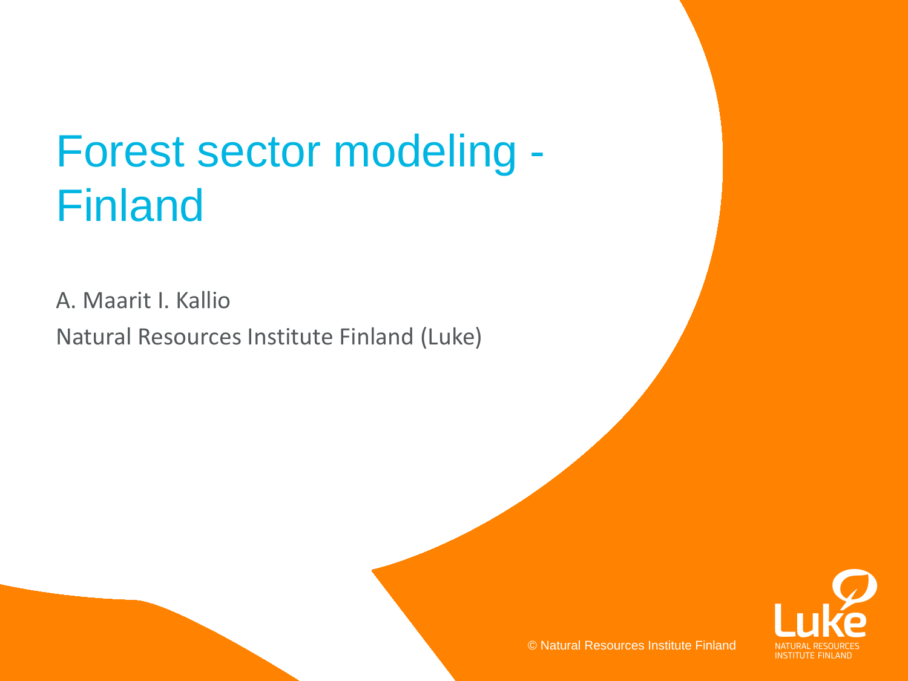# Forest sector modeling - Finland

A. Maarit I. Kallio

Natural Resources Institute Finland (Luke)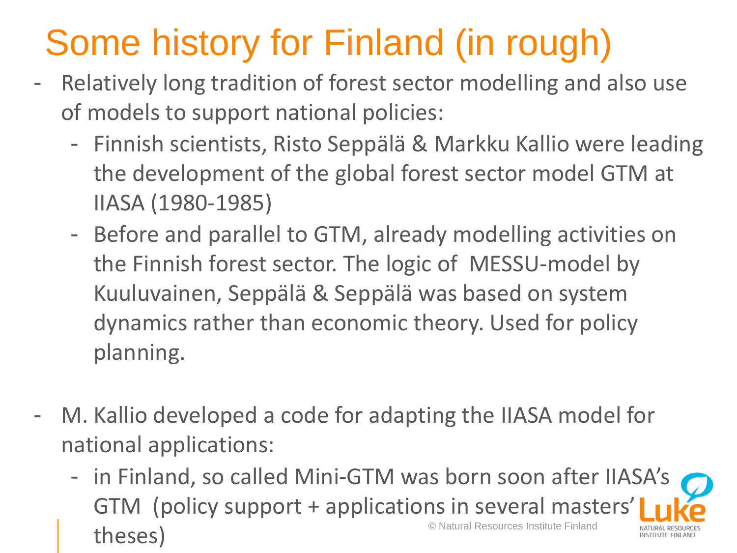# Some history for Finland (in rough)

- Relatively long tradition of forest sector modelling and also use of models to support national policies:
  - Finnish scientists, Risto Seppälä & Markku Kallio were leading the development of the global forest sector model GTM at IIASA (1980-1985)
  - Before and parallel to GTM, already modelling activities on the Finnish forest sector. The logic of MESSU-model by Kuuluvainen, Seppälä & Seppälä was based on system dynamics rather than economic theory. Used for policy planning.

- M. Kallio developed a code for adapting the IIASA model for national applications:
  - in Finland, so called Mini-GTM was born soon after IIASA's GTM (policy support + applications in several masters' theses)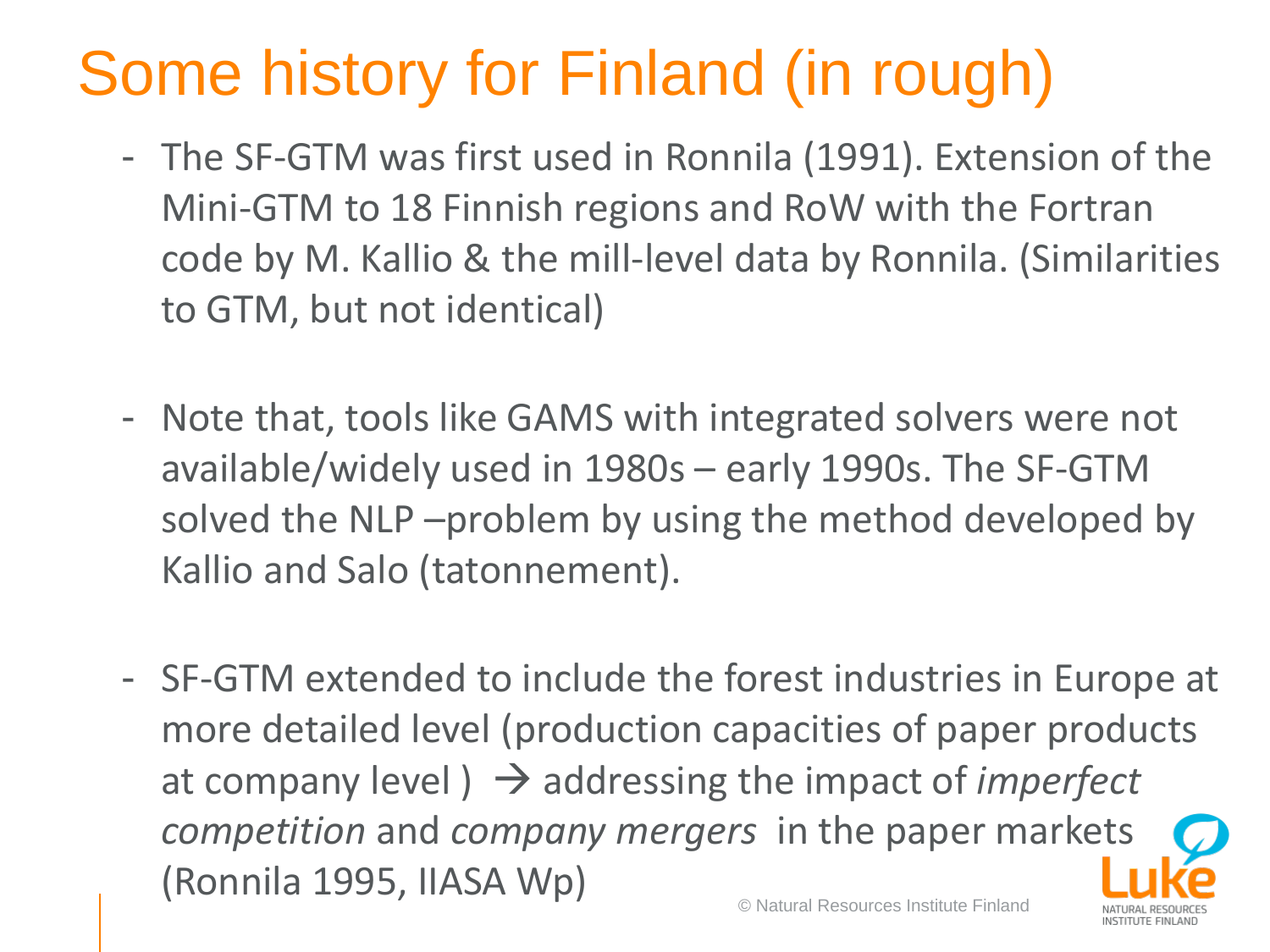# Some history for Finland (in rough)

- The SF-GTM was first used in Ronnila (1991). Extension of the Mini-GTM to 18 Finnish regions and RoW with the Fortran code by M. Kallio & the mill-level data by Ronnila. (Similarities to GTM, but not identical)

- Note that, tools like GAMS with integrated solvers were not available/widely used in 1980s – early 1990s. The SF-GTM solved the NLP –problem by using the method developed by Kallio and Salo (tatonnement).

- SF-GTM extended to include the forest industries in Europe at more detailed level (production capacities of paper products at company level ) → addressing the impact of *imperfect competition* and *company mergers* in the paper markets (Ronnila 1995, IIASA Wp)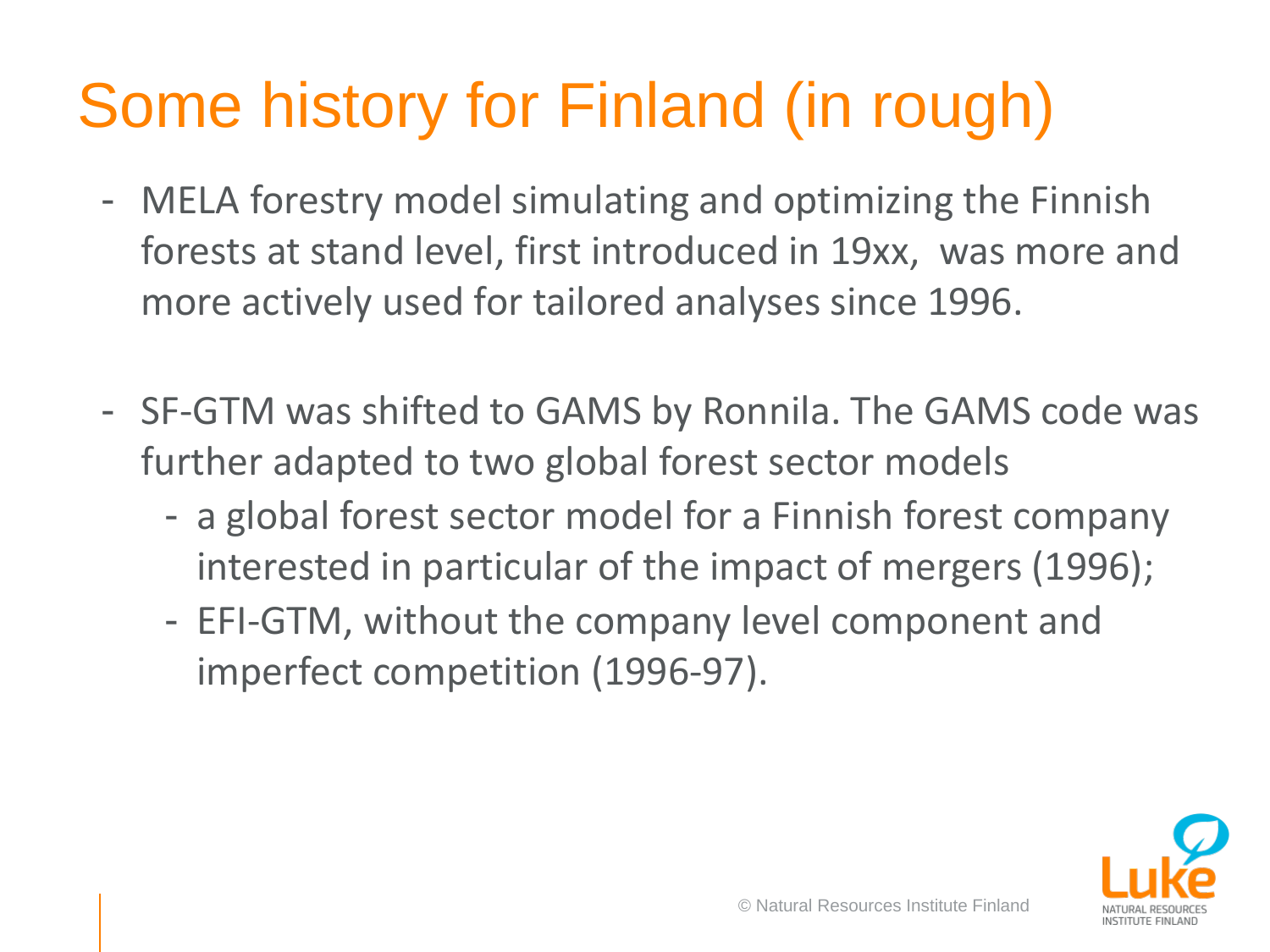# Some history for Finland (in rough)

- MELA forestry model simulating and optimizing the Finnish forests at stand level, first introduced in 19xx, was more and more actively used for tailored analyses since 1996.

- SF-GTM was shifted to GAMS by Ronnila. The GAMS code was further adapted to two global forest sector models
  - a global forest sector model for a Finnish forest company interested in particular of the impact of mergers (1996);
  - EFI-GTM, without the company level component and imperfect competition (1996-97).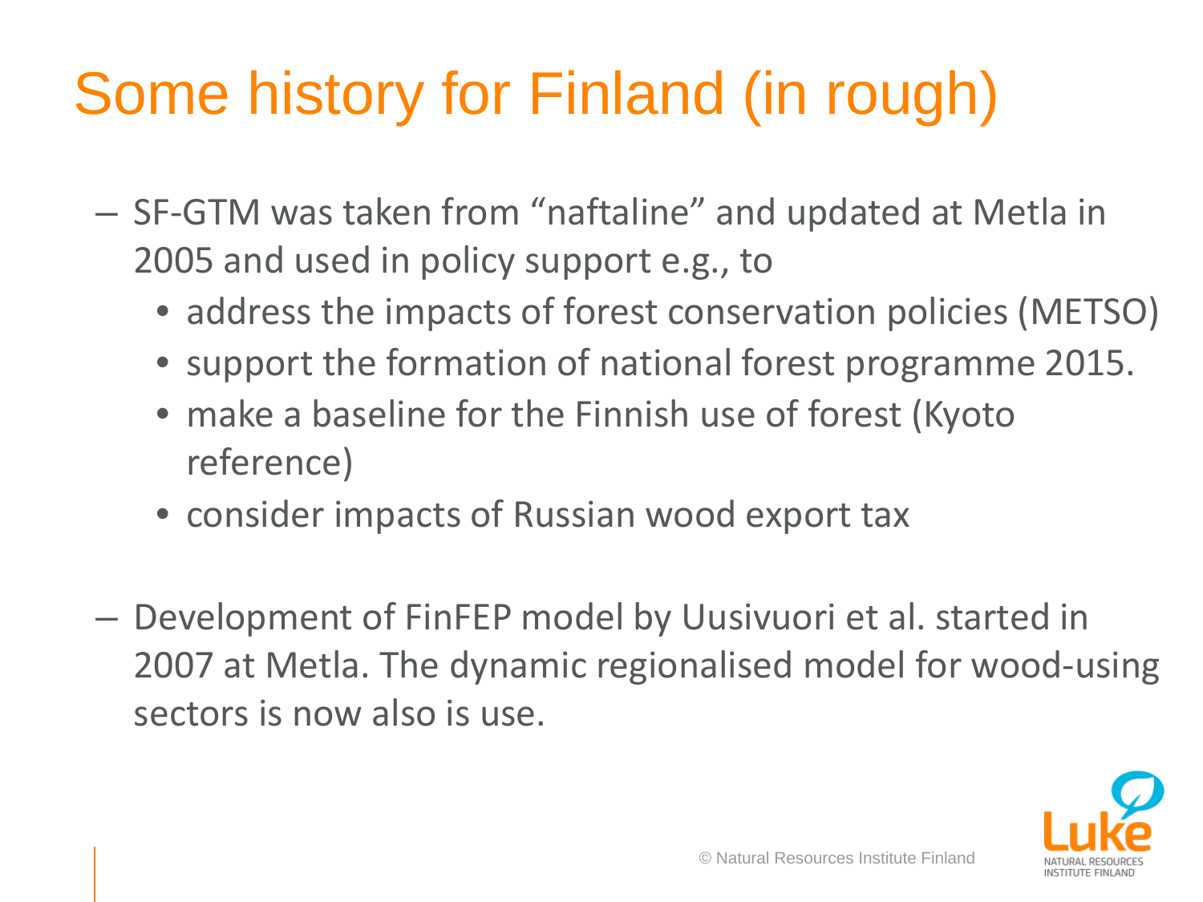# Some history for Finland (in rough)

- SF-GTM was taken from “naftaline” and updated at Metla in 2005 and used in policy support e.g., to
  - address the impacts of forest conservation policies (METSO)
  - support the formation of national forest programme 2015.
  - make a baseline for the Finnish use of forest (Kyoto reference)
  - consider impacts of Russian wood export tax

- Development of FinFEP model by Uusivuori et al. started in 2007 at Metla. The dynamic regionalised model for wood-using sectors is now also is use.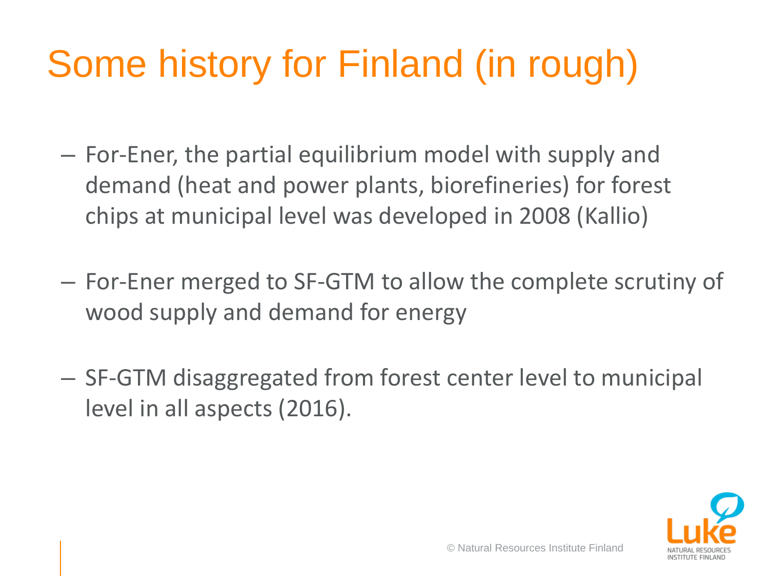# Some history for Finland (in rough)

- For-Ener, the partial equilibrium model with supply and demand (heat and power plants, biorefineries) for forest chips at municipal level was developed in 2008 (Kallio)

- For-Ener merged to SF-GTM to allow the complete scrutiny of wood supply and demand for energy

- SF-GTM disaggregated from forest center level to municipal level in all aspects (2016).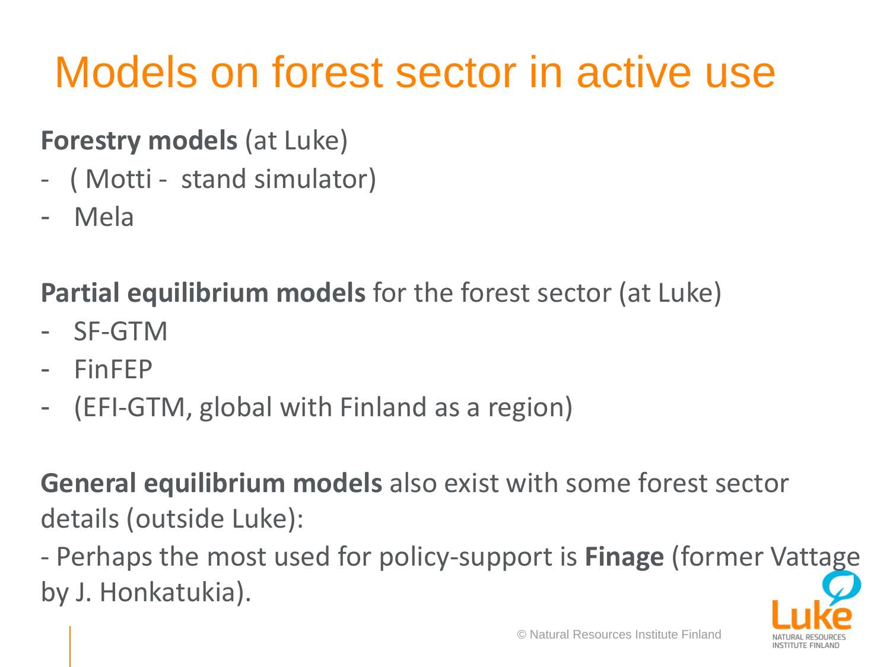# Models on forest sector in active use

**Forestry models** (at Luke)

- ( Motti - stand simulator)
- Mela

**Partial equilibrium models** for the forest sector (at Luke)

- SF-GTM
- FinFEP
- (EFI-GTM, global with Finland as a region)

**General equilibrium models** also exist with some forest sector details (outside Luke):

- Perhaps the most used for policy-support is **Finage** (former Vattage by J. Honkatukia).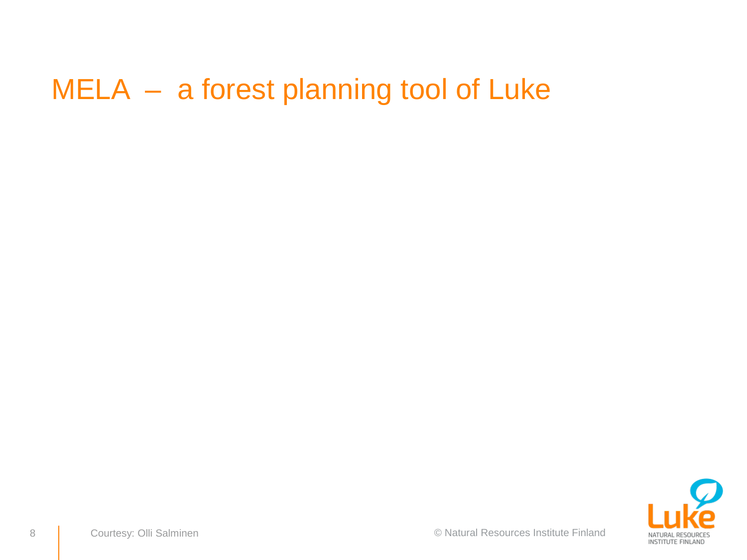# MELA – a forest planning tool of Luke

Courtesy: Olli Salminen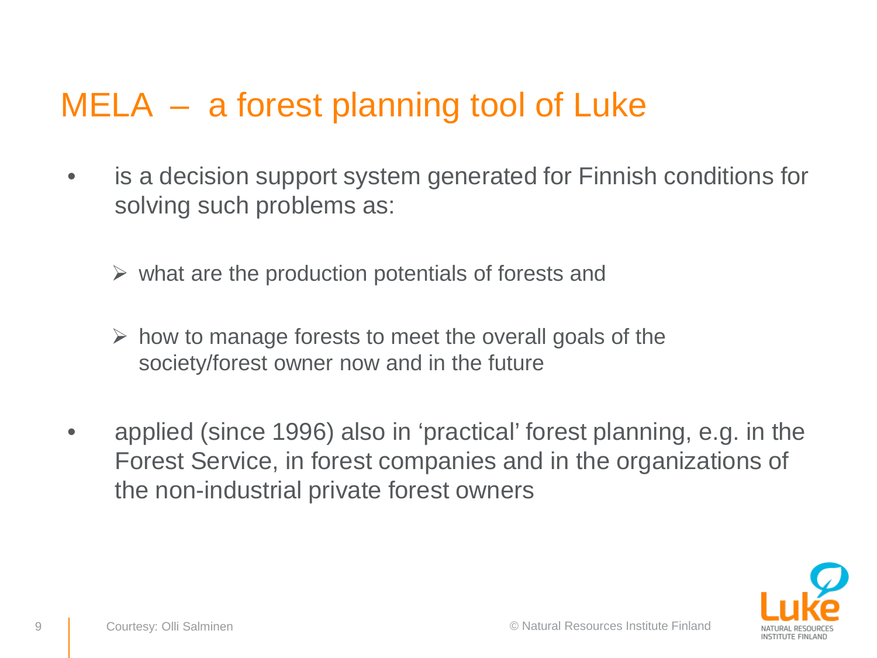# MELA – a forest planning tool of Luke

- is a decision support system generated for Finnish conditions for solving such problems as:
  - what are the production potentials of forests and
  - how to manage forests to meet the overall goals of the society/forest owner now and in the future
- applied (since 1996) also in 'practical' forest planning, e.g. in the Forest Service, in forest companies and in the organizations of the non-industrial private forest owners

Courtesy: Olli Salminen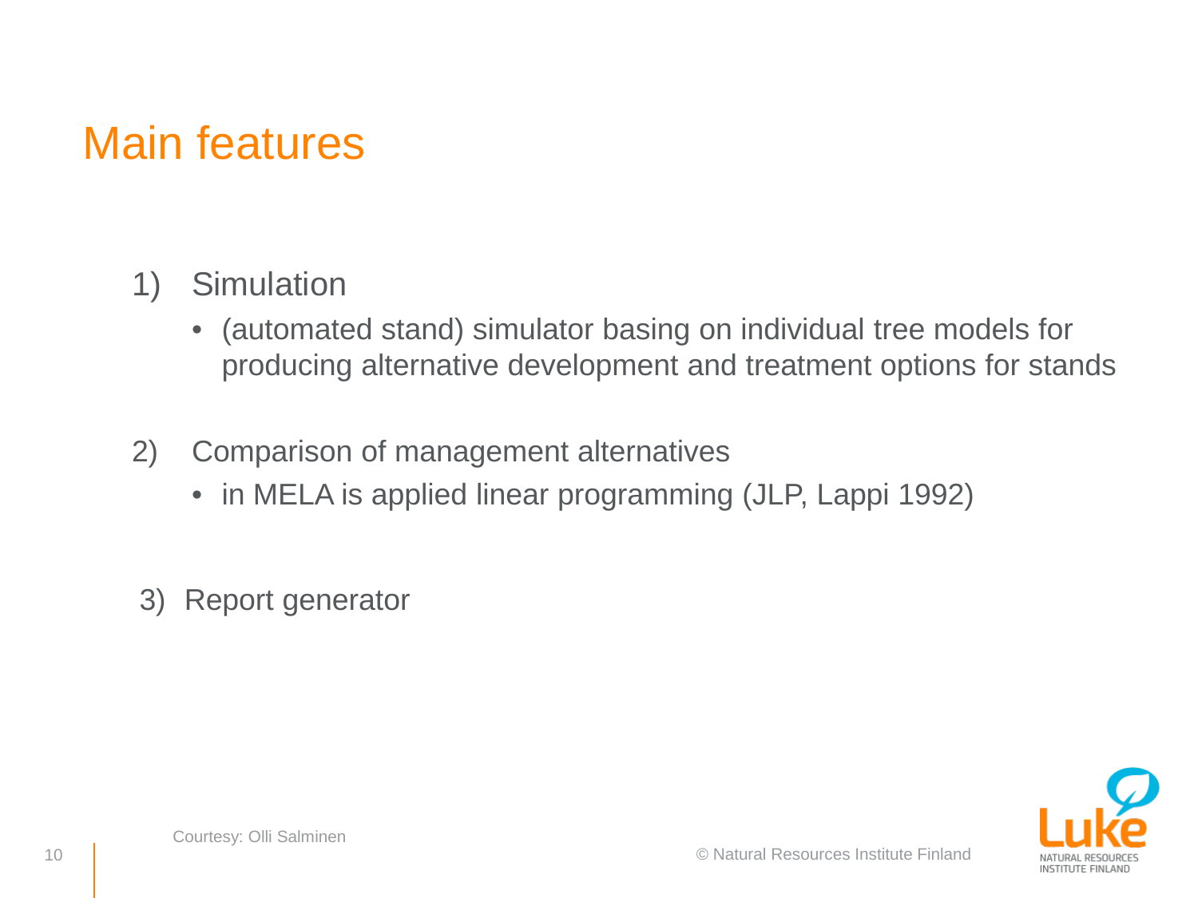# Main features

1) Simulation
   - (automated stand) simulator basing on individual tree models for producing alternative development and treatment options for stands

2) Comparison of management alternatives
   - in MELA is applied linear programming (JLP, Lappi 1992)

3) Report generator

Courtesy: Olli Salminen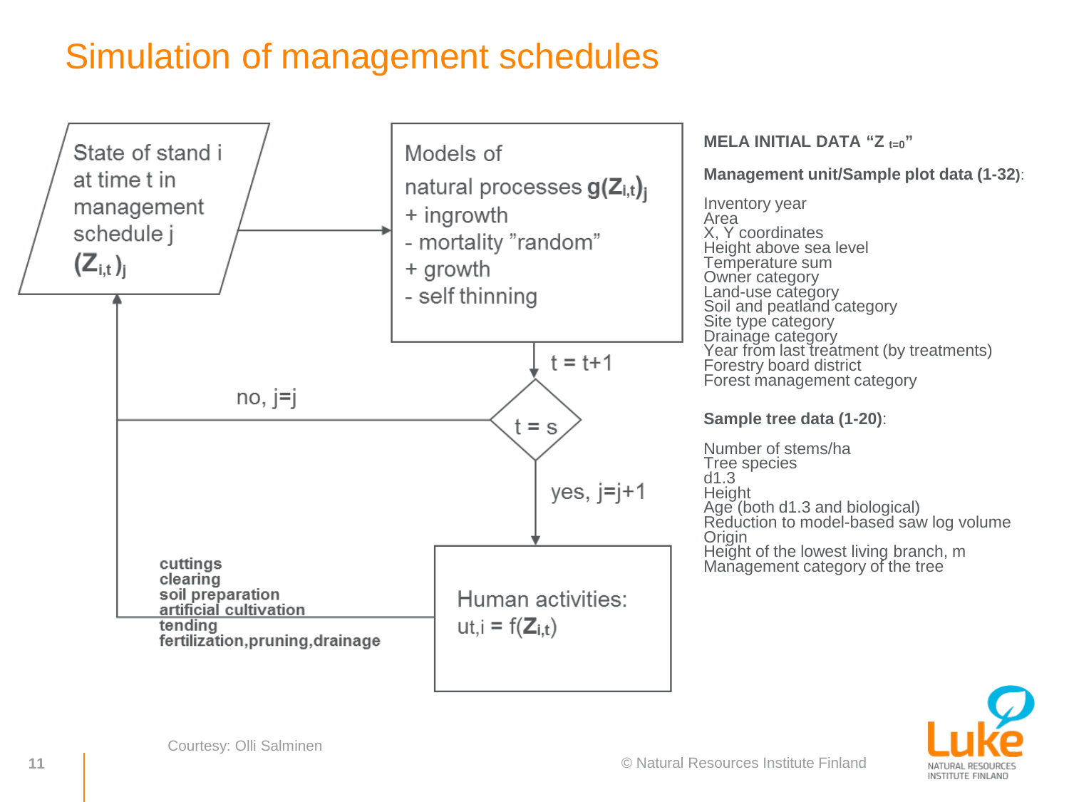# Simulation of management schedules

State of stand i at time t in management schedule j $(Z_{i,t})_j$

Models of natural processes $g(Z_{i,t})_j$
+ ingrowth
- mortality ”random”
+ growth
- self thinning

$t = t+1$

$t = s$

no, j=j

yes, j=j+1

Human activities: $u_{t,i} = f(Z_{i,t})$

cuttings
clearing
soil preparation
artificial cultivation
tending
fertilization,pruning,drainage

**MELA INITIAL DATA “$Z_{t=0}$”**

**Management unit/Sample plot data (1-32)**:

Inventory year
Area
X, Y coordinates
Height above sea level
Temperature sum
Owner category
Land-use category
Soil and peatland category
Site type category
Drainage category
Year from last treatment (by treatments)
Forestry board district
Forest management category

**Sample tree data (1-20)**:

Number of stems/ha
Tree species
d1.3
Height
Age (both d1.3 and biological)
Reduction to model-based saw log volume
Origin
Height of the lowest living branch, m
Management category of the tree

Courtesy: Olli Salminen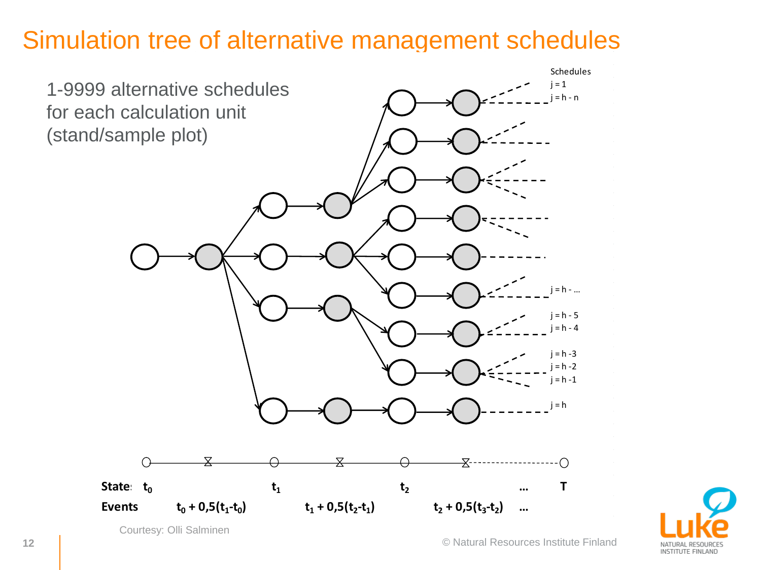# Simulation tree of alternative management schedules

1-9999 alternative schedules for each calculation unit (stand/sample plot)

Schedules

$j = 1$

$j = h - n$

$j = h - ...$

$j = h - 5$

$j = h - 4$

$j = h - 3$

$j = h - 2$

$j = h - 1$

$j = h$

**States** $t_0$ $t_1$ $t_2$ ... $T$

**Events** $t_0 + 0{,}5(t_1 - t_0)$ $t_1 + 0{,}5(t_2 - t_1)$ $t_2 + 0{,}5(t_3 - t_2)$ ...

Courtesy: Olli Salminen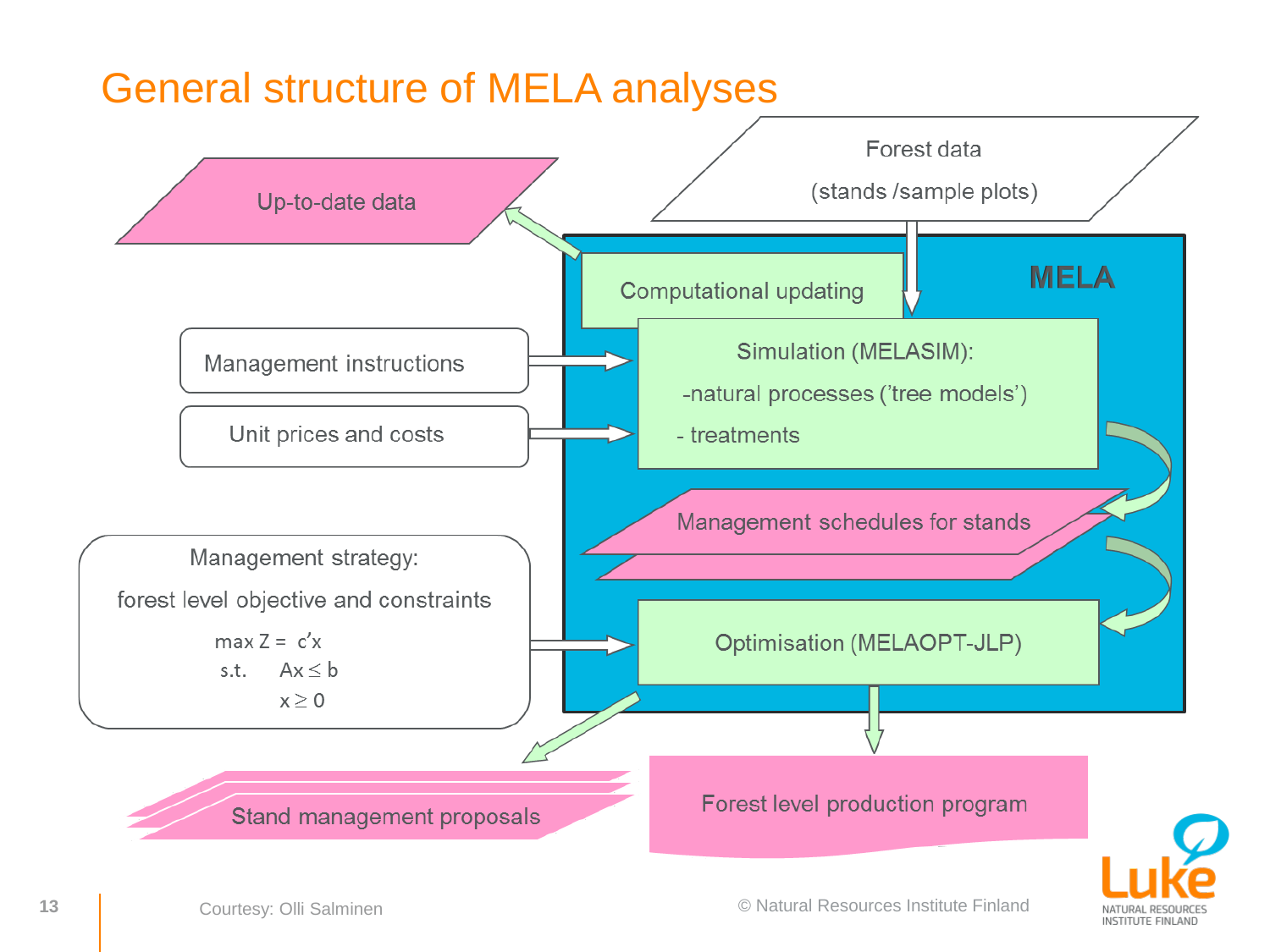# General structure of MELA analyses

Forest data

(stands /sample plots)

Up-to-date data

**MELA**

Computational updating

Management instructions

Unit prices and costs

Simulation (MELASIM):

-natural processes ('tree models')

- treatments

Management schedules for stands

Management strategy:

forest level objective and constraints

$$\max Z = c'x$$

$$\text{s.t.} \quad Ax \leq b$$

$$x \geq 0$$

Optimisation (MELAOPT-JLP)

Stand management proposals

Forest level production program

Courtesy: Olli Salminen

© Natural Resources Institute Finland

Luke NATURAL RESOURCES INSTITUTE FINLAND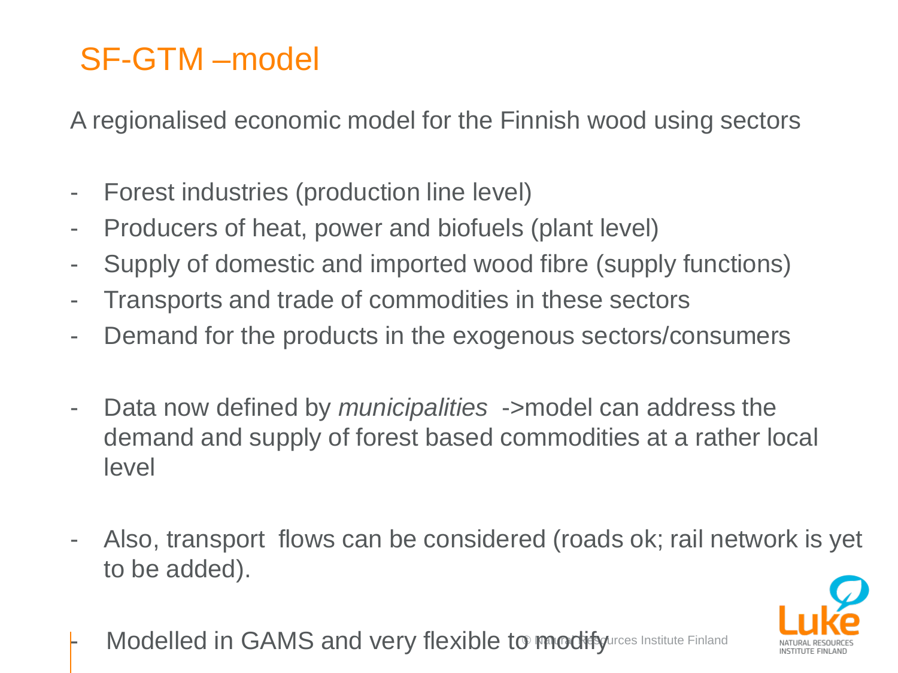# SF-GTM –model

A regionalised economic model for the Finnish wood using sectors

- Forest industries (production line level)
- Producers of heat, power and biofuels (plant level)
- Supply of domestic and imported wood fibre (supply functions)
- Transports and trade of commodities in these sectors
- Demand for the products in the exogenous sectors/consumers

- Data now defined by *municipalities* ->model can address the demand and supply of forest based commodities at a rather local level

- Also, transport flows can be considered (roads ok; rail network is yet to be added).

- Modelled in GAMS and very flexible to modify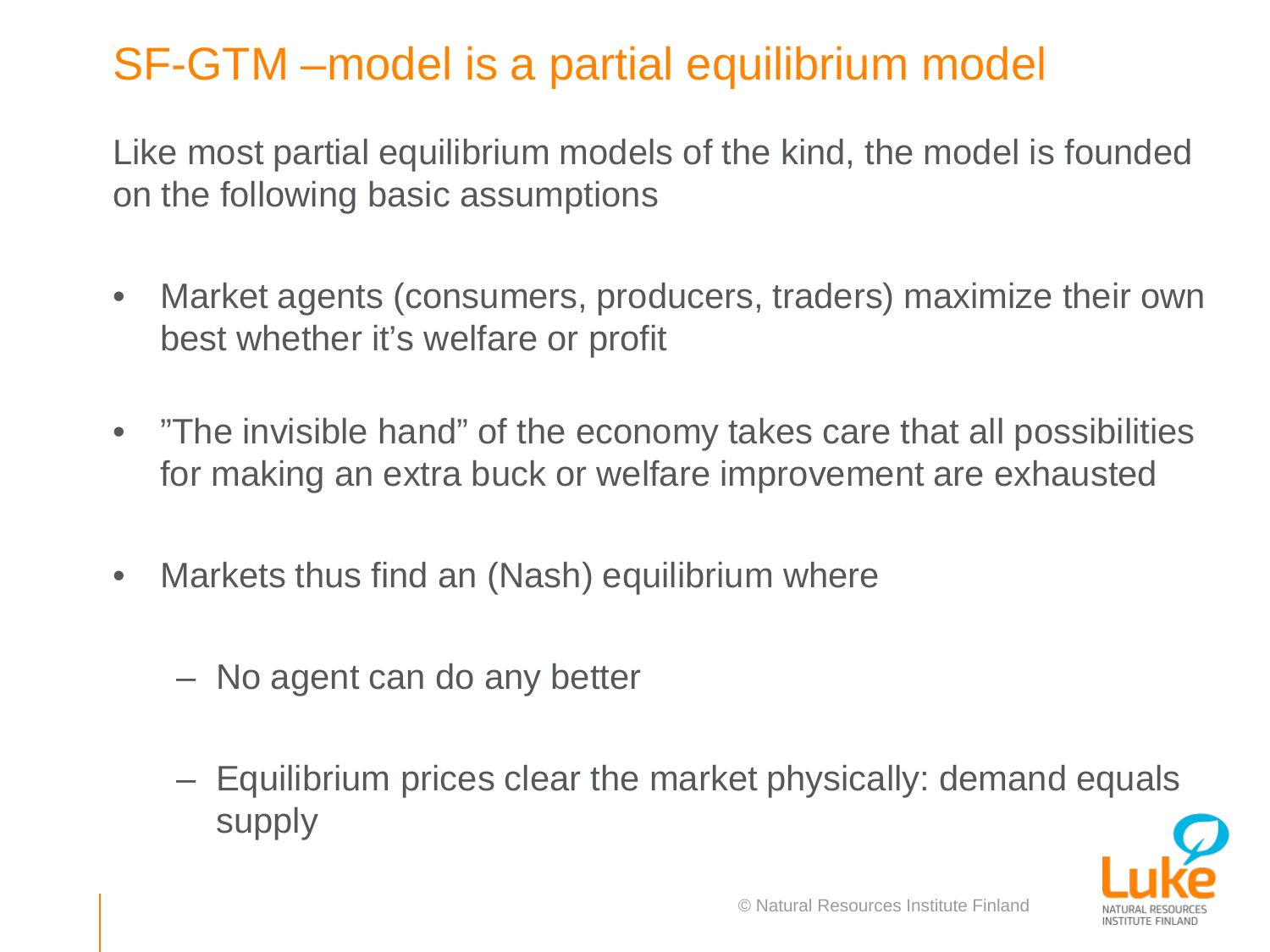# SF-GTM –model is a partial equilibrium model

Like most partial equilibrium models of the kind, the model is founded on the following basic assumptions

- Market agents (consumers, producers, traders) maximize their own best whether it's welfare or profit
- ”The invisible hand” of the economy takes care that all possibilities for making an extra buck or welfare improvement are exhausted
- Markets thus find an (Nash) equilibrium where
  - No agent can do any better
  - Equilibrium prices clear the market physically: demand equals supply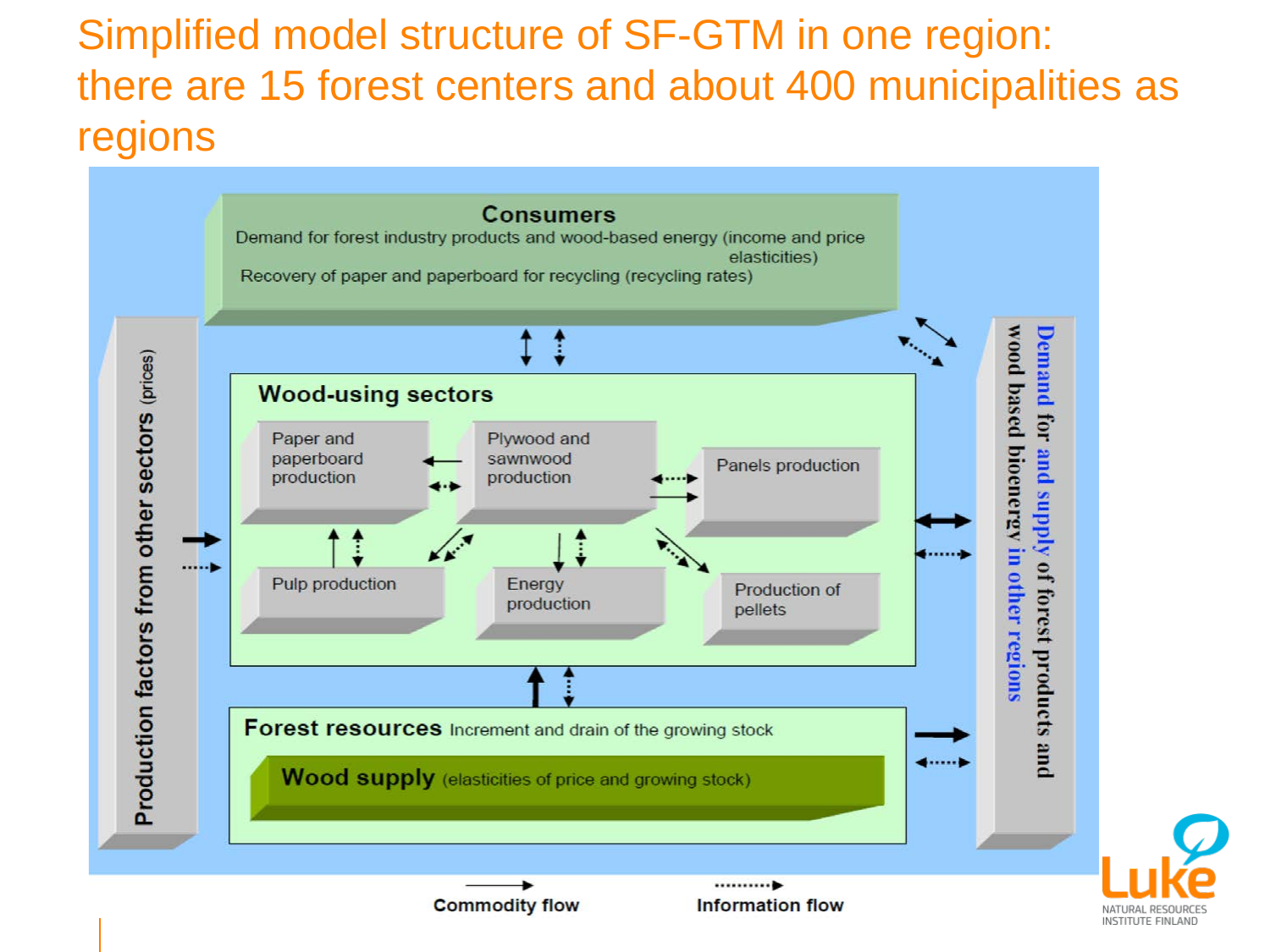# Simplified model structure of SF-GTM in one region: there are 15 forest centers and about 400 municipalities as regions

**Consumers**

Demand for forest industry products and wood-based energy (income and price elasticities)

Recovery of paper and paperboard for recycling (recycling rates)

**Wood-using sectors**

- Paper and paperboard production
- Plywood and sawnwood production
- Panels production
- Pulp production
- Energy production
- Production of pellets

**Forest resources** Increment and drain of the growing stock

**Wood supply** (elasticities of price and growing stock)

**Production factors from other sectors** (prices)

**Demand for and supply of forest products and wood based bioenergy in other regions**

Commodity flow

Information flow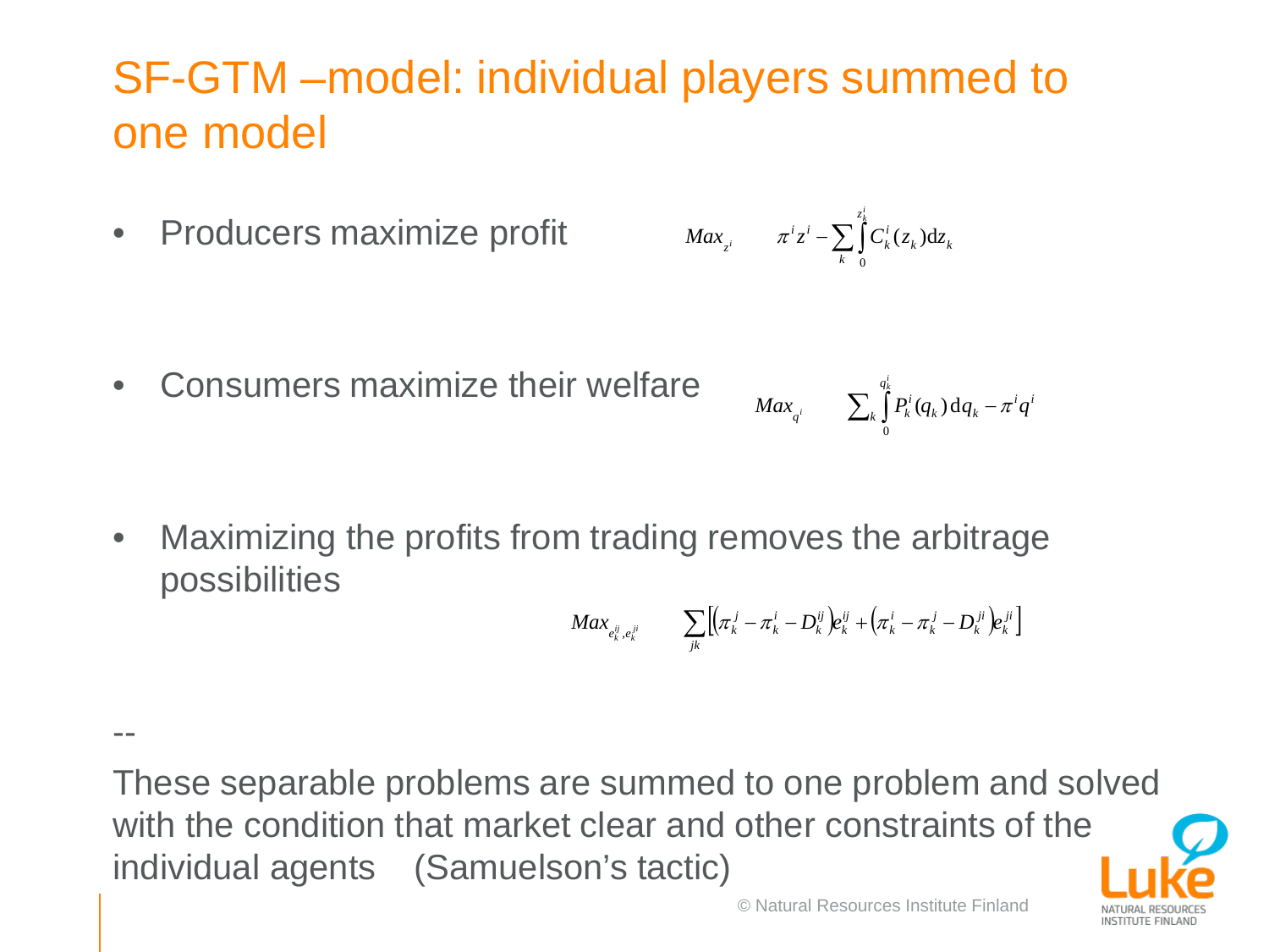# SF-GTM –model: individual players summed to one model

- Producers maximize profit

$$Max_{z^i} \quad \pi^i z^i - \sum_k \int_0^{z_k^i} C_k^i(z_k)\mathrm{d}z_k$$

- Consumers maximize their welfare

$$Max_{q^i} \quad \sum_k \int_0^{q_k^i} P_k^i(q_k)\,\mathrm{d}q_k - \pi^i q^i$$

- Maximizing the profits from trading removes the arbitrage possibilities

$$Max_{e_k^{ij}, e_k^{ji}} \quad \sum_{jk} \left[ \left(\pi_k^j - \pi_k^i - D_k^{ij}\right) e_k^{ij} + \left(\pi_k^i - \pi_k^j - D_k^{ji}\right) e_k^{ji} \right]$$

--

These separable problems are summed to one problem and solved with the condition that market clear and other constraints of the individual agents (Samuelson's tactic)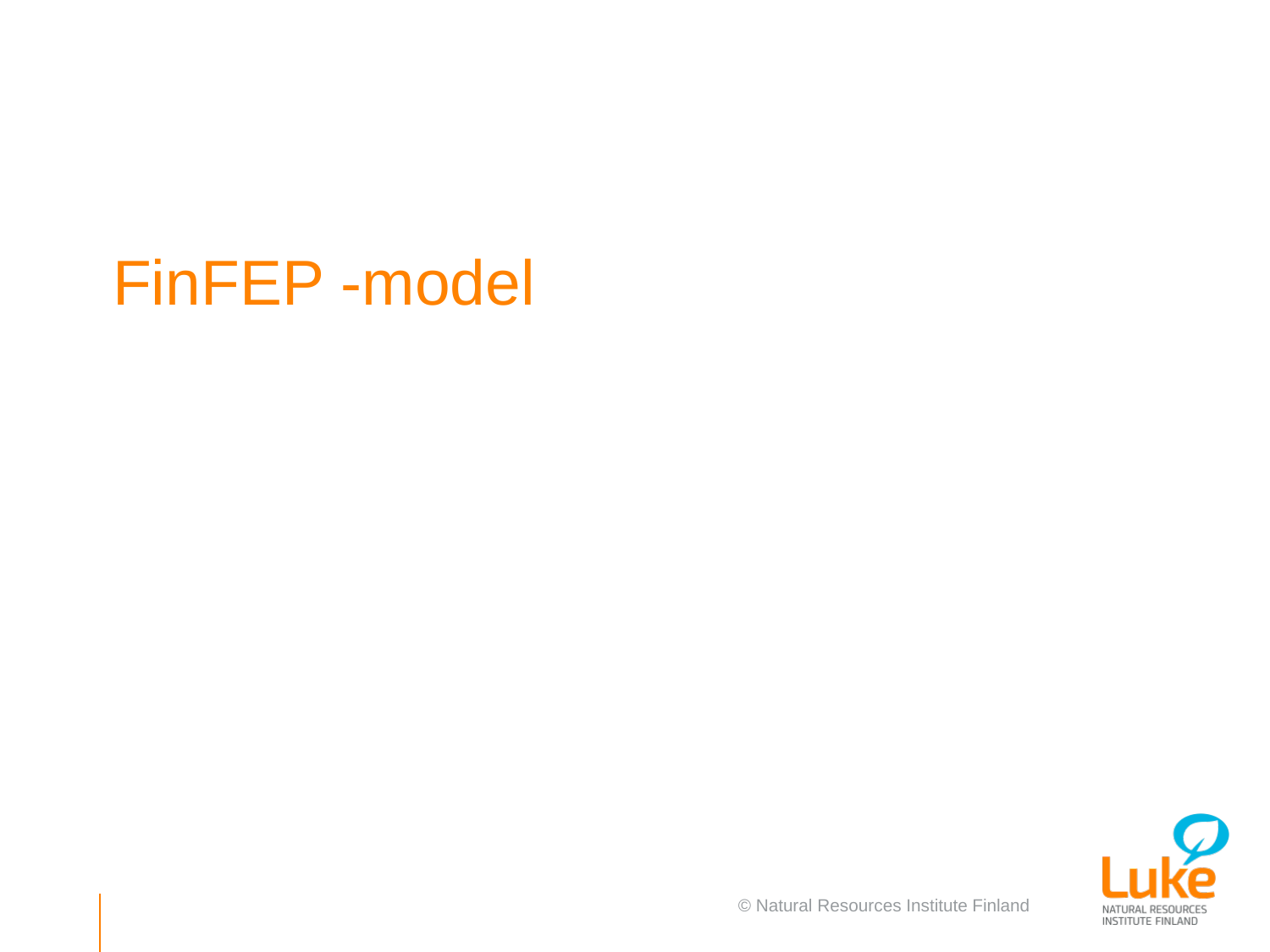# FinFEP -model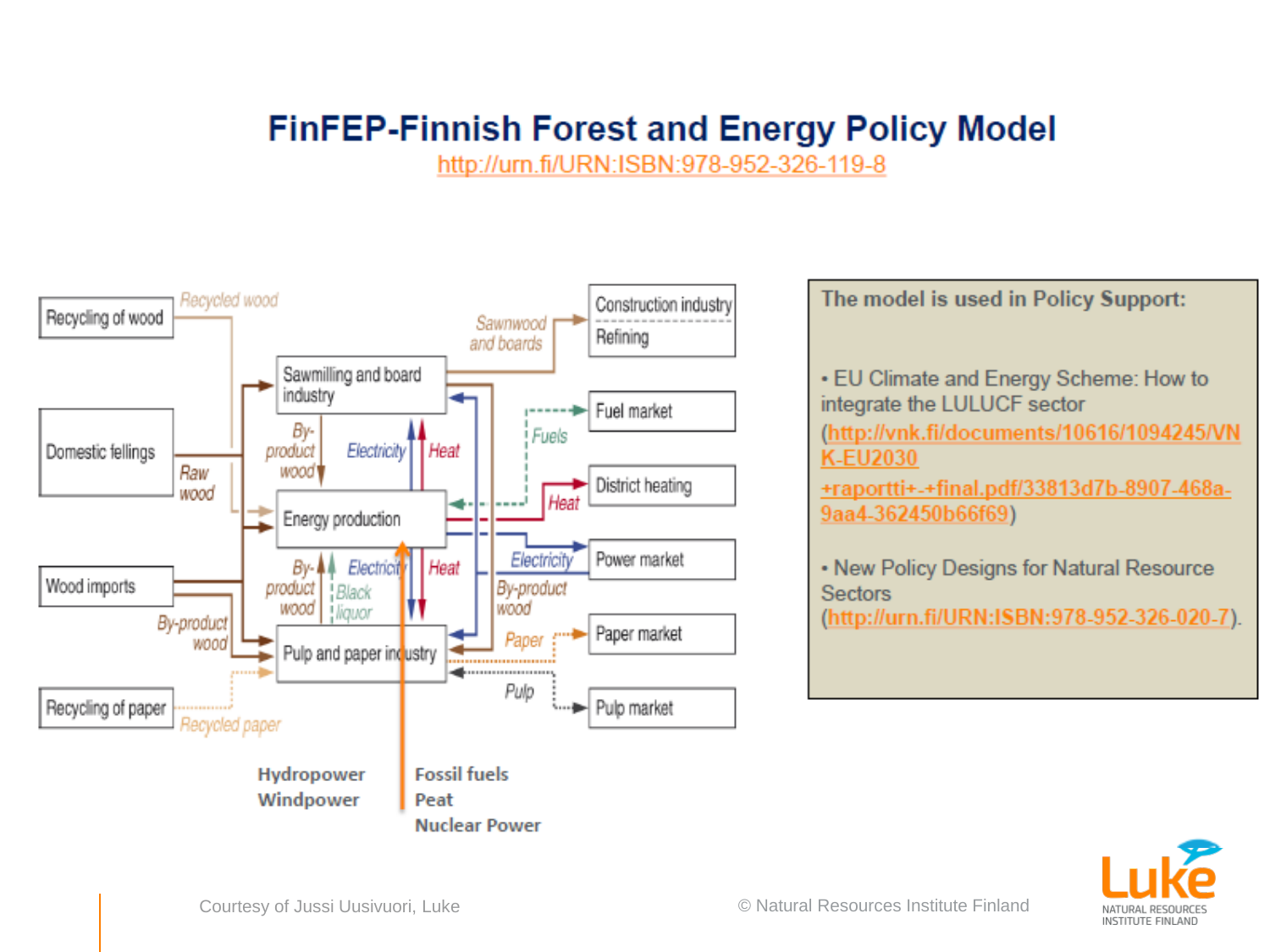# FinFEP-Finnish Forest and Energy Policy Model

http://urn.fi/URN:ISBN:978-952-326-119-8

Recycling of wood — Recycled wood

Domestic fellings — Raw wood

Wood imports

Recycling of paper — Recycled paper

Sawmilling and board industry

By-product wood

Electricity

Heat

Energy production

Black liquor

Pulp and paper industry

By-product wood

Sawnwood and boards

Construction industry

Refining

Fuels

Fuel market

Heat

District heating

Electricity

Power market

By-product wood

Paper

Paper market

Pulp

Pulp market

Hydropower
Windpower

Fossil fuels
Peat
Nuclear Power

**The model is used in Policy Support:**

- EU Climate and Energy Scheme: How to integrate the LULUCF sector (http://vnk.fi/documents/10616/1094245/VNK-EU2030+raportti+-+final.pdf/33813d7b-8907-468a-9aa4-362450b66f69)
- New Policy Designs for Natural Resource Sectors (http://urn.fi/URN:ISBN:978-952-326-020-7).

Courtesy of Jussi Uusivuori, Luke

© Natural Resources Institute Finland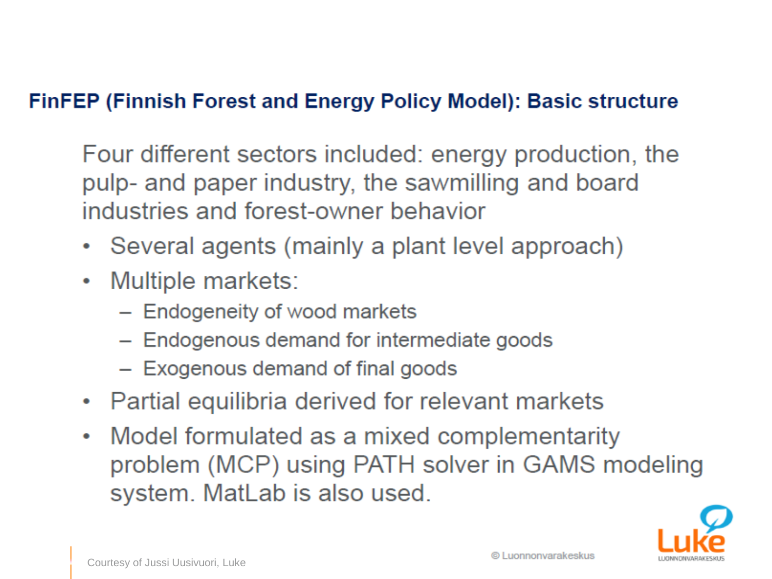## FinFEP (Finnish Forest and Energy Policy Model): Basic structure

Four different sectors included: energy production, the pulp- and paper industry, the sawmilling and board industries and forest-owner behavior

- Several agents (mainly a plant level approach)
- Multiple markets:
  - Endogeneity of wood markets
  - Endogenous demand for intermediate goods
  - Exogenous demand of final goods
- Partial equilibria derived for relevant markets
- Model formulated as a mixed complementarity problem (MCP) using PATH solver in GAMS modeling system. MatLab is also used.

Courtesy of Jussi Uusivuori, Luke

© Luonnonvarakeskus